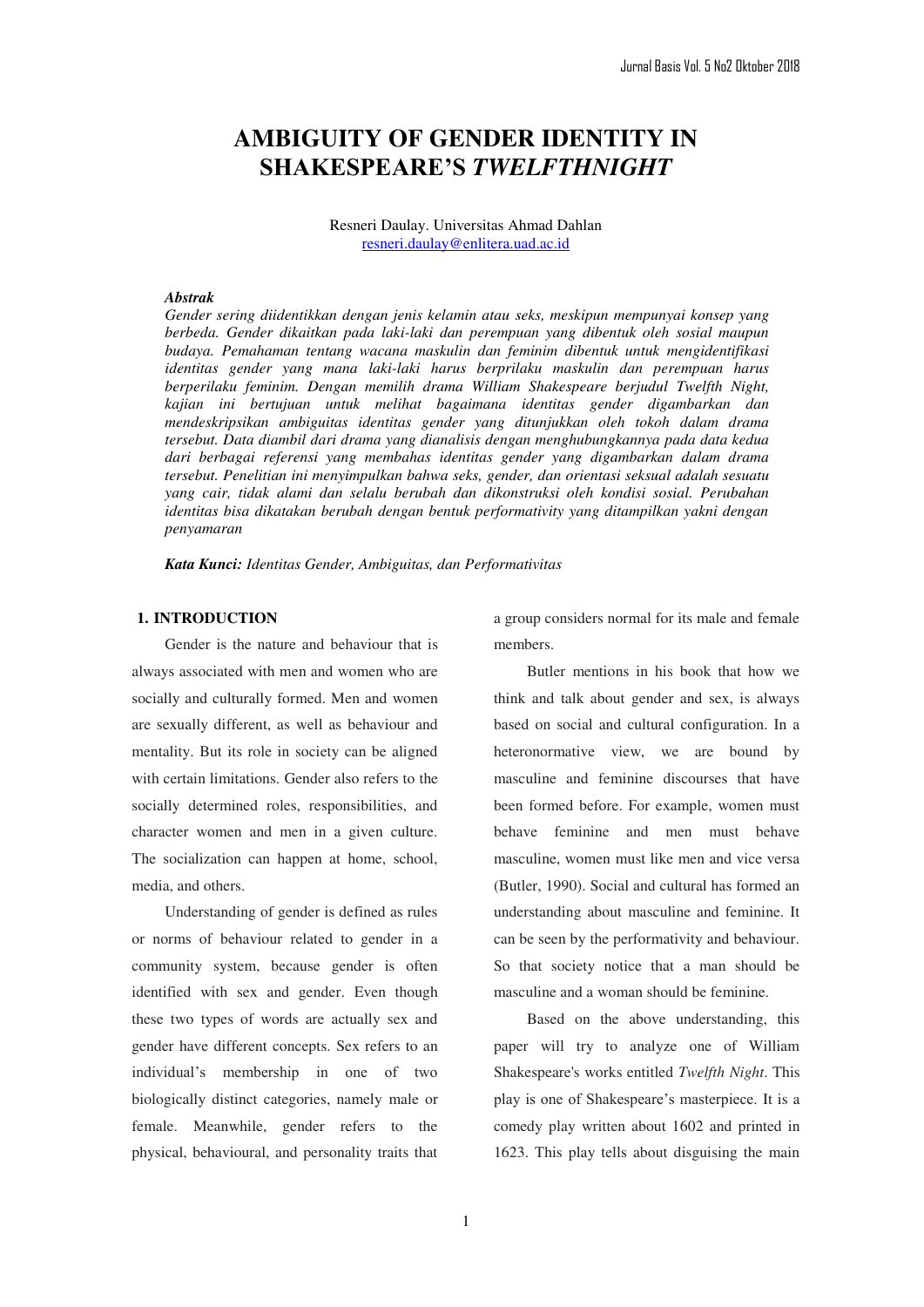# AMBIGUITY OF GENDER IDENTITY IN SHAKESPEARE'S *TWELFTHNIGHT*

Resneri Daulay. Universitas Ahmad Dahlan
resneri.daulay@enlitera.uad.ac.id

***Abstrak***

*Gender sering diidentikkan dengan jenis kelamin atau seks, meskipun mempunyai konsep yang berbeda. Gender dikaitkan pada laki-laki dan perempuan yang dibentuk oleh sosial maupun budaya. Pemahaman tentang wacana maskulin dan feminim dibentuk untuk mengidentifikasi identitas gender yang mana laki-laki harus berprilaku maskulin dan perempuan harus berperilaku feminim. Dengan memilih drama William Shakespeare berjudul Twelfth Night, kajian ini bertujuan untuk melihat bagaimana identitas gender digambarkan dan mendeskripsikan ambiguitas identitas gender yang ditunjukkan oleh tokoh dalam drama tersebut. Data diambil dari drama yang dianalisis dengan menghubungkannya pada data kedua dari berbagai referensi yang membahas identitas gender yang digambarkan dalam drama tersebut. Penelitian ini menyimpulkan bahwa seks, gender, dan orientasi seksual adalah sesuatu yang cair, tidak alami dan selalu berubah dan dikonstruksi oleh kondisi sosial. Perubahan identitas bisa dikatakan berubah dengan bentuk performativity yang ditampilkan yakni dengan penyamaran*

***Kata Kunci:*** *Identitas Gender, Ambiguitas, dan Performativitas*

## 1. INTRODUCTION

Gender is the nature and behaviour that is always associated with men and women who are socially and culturally formed. Men and women are sexually different, as well as behaviour and mentality. But its role in society can be aligned with certain limitations. Gender also refers to the socially determined roles, responsibilities, and character women and men in a given culture. The socialization can happen at home, school, media, and others.

Understanding of gender is defined as rules or norms of behaviour related to gender in a community system, because gender is often identified with sex and gender. Even though these two types of words are actually sex and gender have different concepts. Sex refers to an individual's membership in one of two biologically distinct categories, namely male or female. Meanwhile, gender refers to the physical, behavioural, and personality traits that a group considers normal for its male and female members.

Butler mentions in his book that how we think and talk about gender and sex, is always based on social and cultural configuration. In a heteronormative view, we are bound by masculine and feminine discourses that have been formed before. For example, women must behave feminine and men must behave masculine, women must like men and vice versa (Butler, 1990). Social and cultural has formed an understanding about masculine and feminine. It can be seen by the performativity and behaviour. So that society notice that a man should be masculine and a woman should be feminine.

Based on the above understanding, this paper will try to analyze one of William Shakespeare's works entitled *Twelfth Night*. This play is one of Shakespeare's masterpiece. It is a comedy play written about 1602 and printed in 1623. This play tells about disguising the main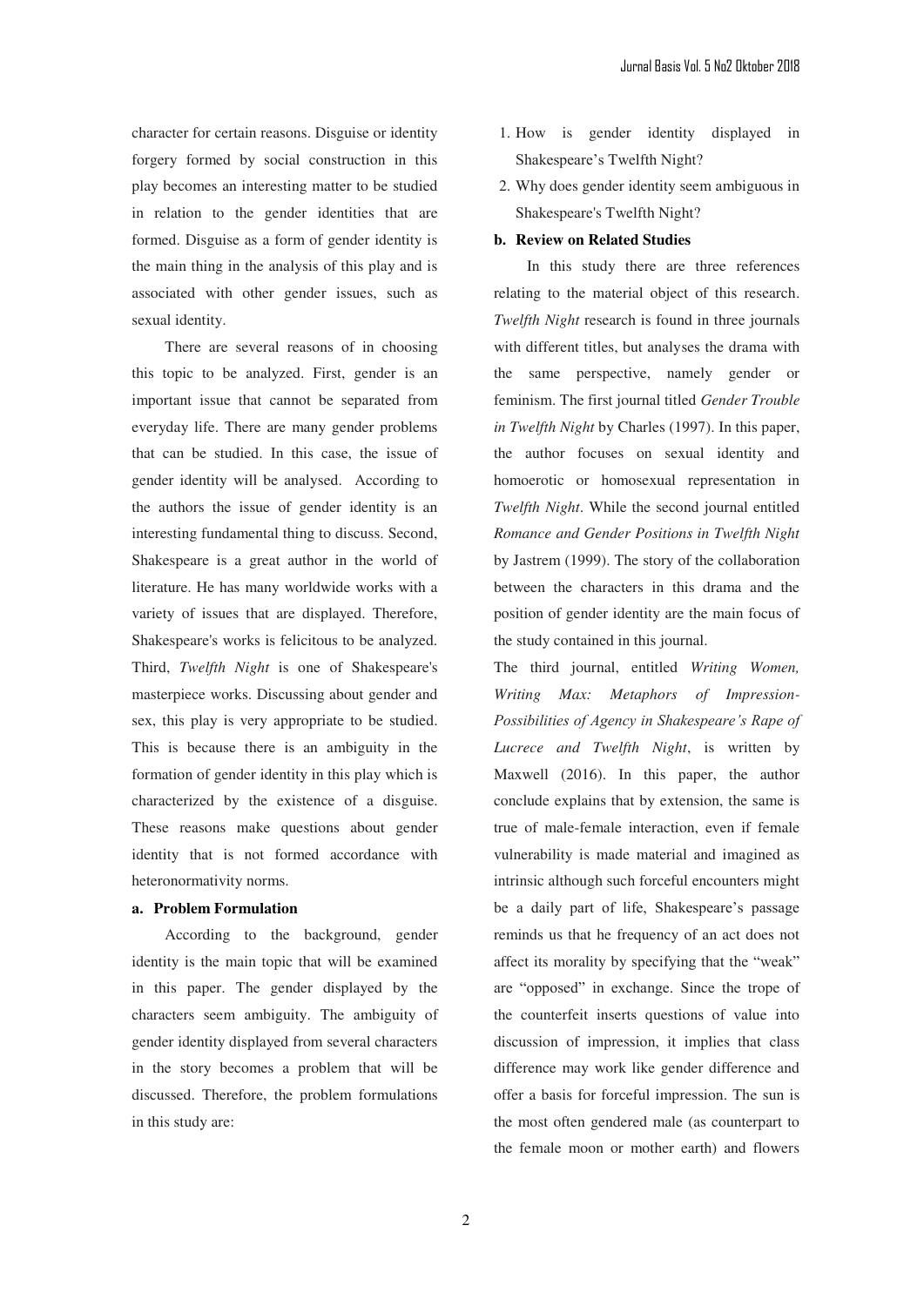character for certain reasons. Disguise or identity forgery formed by social construction in this play becomes an interesting matter to be studied in relation to the gender identities that are formed. Disguise as a form of gender identity is the main thing in the analysis of this play and is associated with other gender issues, such as sexual identity.

There are several reasons of in choosing this topic to be analyzed. First, gender is an important issue that cannot be separated from everyday life. There are many gender problems that can be studied. In this case, the issue of gender identity will be analysed. According to the authors the issue of gender identity is an interesting fundamental thing to discuss. Second, Shakespeare is a great author in the world of literature. He has many worldwide works with a variety of issues that are displayed. Therefore, Shakespeare's works is felicitous to be analyzed. Third, *Twelfth Night* is one of Shakespeare's masterpiece works. Discussing about gender and sex, this play is very appropriate to be studied. This is because there is an ambiguity in the formation of gender identity in this play which is characterized by the existence of a disguise. These reasons make questions about gender identity that is not formed accordance with heteronormativity norms.

**a. Problem Formulation**

According to the background, gender identity is the main topic that will be examined in this paper. The gender displayed by the characters seem ambiguity. The ambiguity of gender identity displayed from several characters in the story becomes a problem that will be discussed. Therefore, the problem formulations in this study are:

1. How is gender identity displayed in Shakespeare's Twelfth Night?
2. Why does gender identity seem ambiguous in Shakespeare's Twelfth Night?

**b. Review on Related Studies**

In this study there are three references relating to the material object of this research. *Twelfth Night* research is found in three journals with different titles, but analyses the drama with the same perspective, namely gender or feminism. The first journal titled *Gender Trouble in Twelfth Night* by Charles (1997). In this paper, the author focuses on sexual identity and homoerotic or homosexual representation in *Twelfth Night*. While the second journal entitled *Romance and Gender Positions in Twelfth Night* by Jastrem (1999). The story of the collaboration between the characters in this drama and the position of gender identity are the main focus of the study contained in this journal.

The third journal, entitled *Writing Women, Writing Max: Metaphors of Impression-Possibilities of Agency in Shakespeare's Rape of Lucrece and Twelfth Night*, is written by Maxwell (2016). In this paper, the author conclude explains that by extension, the same is true of male-female interaction, even if female vulnerability is made material and imagined as intrinsic although such forceful encounters might be a daily part of life, Shakespeare's passage reminds us that he frequency of an act does not affect its morality by specifying that the "weak" are "opposed" in exchange. Since the trope of the counterfeit inserts questions of value into discussion of impression, it implies that class difference may work like gender difference and offer a basis for forceful impression. The sun is the most often gendered male (as counterpart to the female moon or mother earth) and flowers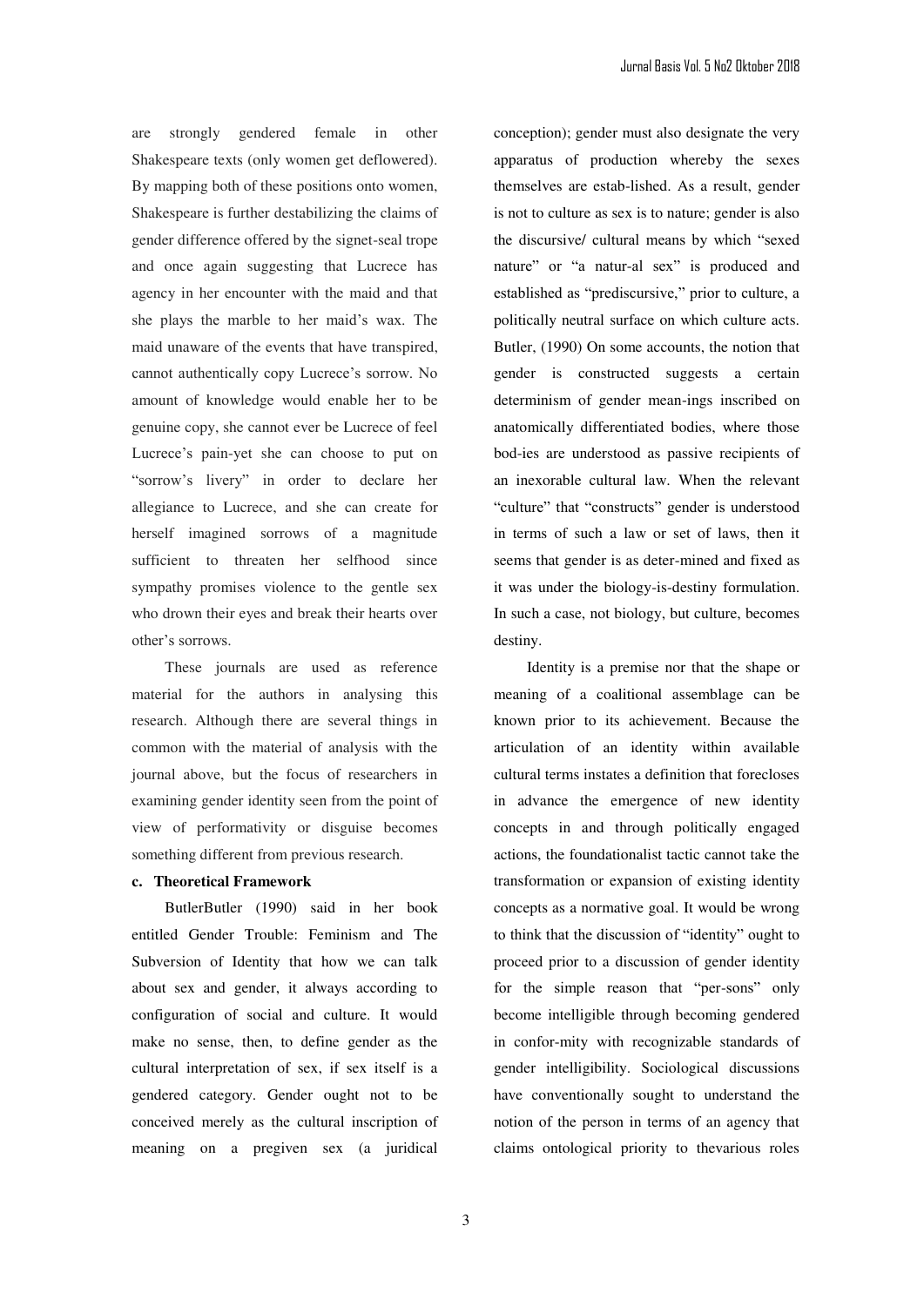are strongly gendered female in other Shakespeare texts (only women get deflowered). By mapping both of these positions onto women, Shakespeare is further destabilizing the claims of gender difference offered by the signet-seal trope and once again suggesting that Lucrece has agency in her encounter with the maid and that she plays the marble to her maid's wax. The maid unaware of the events that have transpired, cannot authentically copy Lucrece's sorrow. No amount of knowledge would enable her to be genuine copy, she cannot ever be Lucrece of feel Lucrece's pain-yet she can choose to put on "sorrow's livery" in order to declare her allegiance to Lucrece, and she can create for herself imagined sorrows of a magnitude sufficient to threaten her selfhood since sympathy promises violence to the gentle sex who drown their eyes and break their hearts over other's sorrows.

These journals are used as reference material for the authors in analysing this research. Although there are several things in common with the material of analysis with the journal above, but the focus of researchers in examining gender identity seen from the point of view of performativity or disguise becomes something different from previous research.

**c. Theoretical Framework**

ButlerButler (1990) said in her book entitled Gender Trouble: Feminism and The Subversion of Identity that how we can talk about sex and gender, it always according to configuration of social and culture. It would make no sense, then, to define gender as the cultural interpretation of sex, if sex itself is a gendered category. Gender ought not to be conceived merely as the cultural inscription of meaning on a pregiven sex (a juridical conception); gender must also designate the very apparatus of production whereby the sexes themselves are estab-lished. As a result, gender is not to culture as sex is to nature; gender is also the discursive/ cultural means by which "sexed nature" or "a natur-al sex" is produced and established as "prediscursive," prior to culture, a politically neutral surface on which culture acts. Butler, (1990) On some accounts, the notion that gender is constructed suggests a certain determinism of gender mean-ings inscribed on anatomically differentiated bodies, where those bod-ies are understood as passive recipients of an inexorable cultural law. When the relevant "culture" that "constructs" gender is understood in terms of such a law or set of laws, then it seems that gender is as deter-mined and fixed as it was under the biology-is-destiny formulation. In such a case, not biology, but culture, becomes destiny.

Identity is a premise nor that the shape or meaning of a coalitional assemblage can be known prior to its achievement. Because the articulation of an identity within available cultural terms instates a definition that forecloses in advance the emergence of new identity concepts in and through politically engaged actions, the foundationalist tactic cannot take the transformation or expansion of existing identity concepts as a normative goal. It would be wrong to think that the discussion of "identity" ought to proceed prior to a discussion of gender identity for the simple reason that "per-sons" only become intelligible through becoming gendered in confor-mity with recognizable standards of gender intelligibility. Sociological discussions have conventionally sought to understand the notion of the person in terms of an agency that claims ontological priority to thevarious roles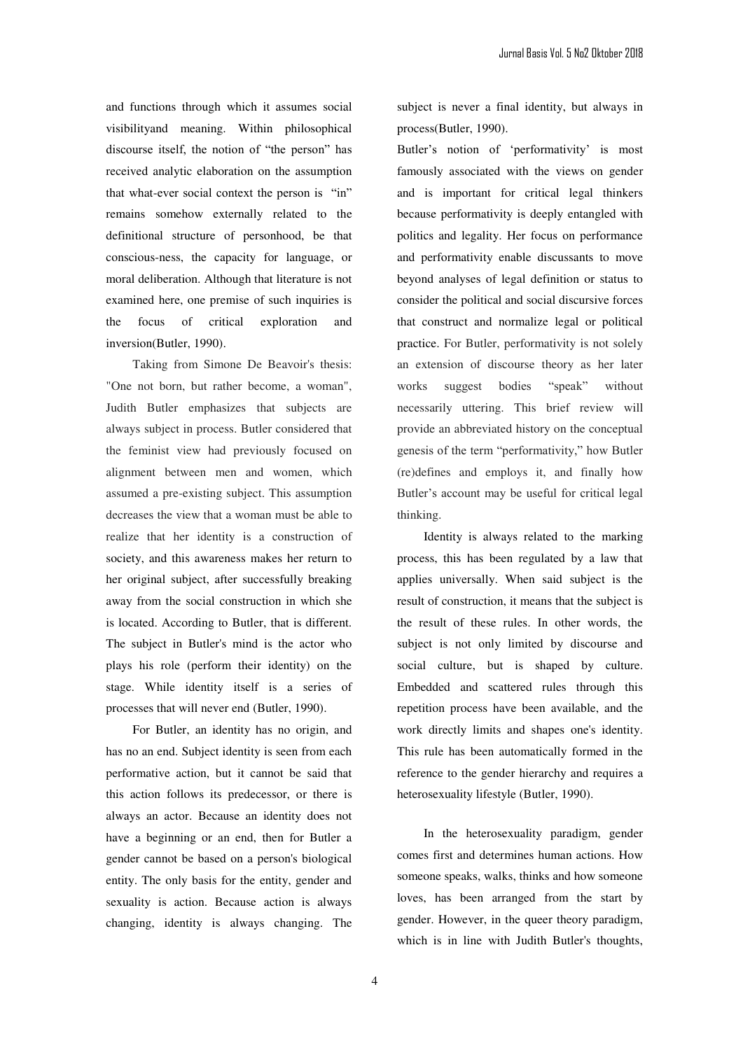and functions through which it assumes social visibilityand meaning. Within philosophical discourse itself, the notion of "the person" has received analytic elaboration on the assumption that what-ever social context the person is "in" remains somehow externally related to the definitional structure of personhood, be that conscious-ness, the capacity for language, or moral deliberation. Although that literature is not examined here, one premise of such inquiries is the focus of critical exploration and inversion(Butler, 1990).

Taking from Simone De Beavoir's thesis: "One not born, but rather become, a woman", Judith Butler emphasizes that subjects are always subject in process. Butler considered that the feminist view had previously focused on alignment between men and women, which assumed a pre-existing subject. This assumption decreases the view that a woman must be able to realize that her identity is a construction of society, and this awareness makes her return to her original subject, after successfully breaking away from the social construction in which she is located. According to Butler, that is different. The subject in Butler's mind is the actor who plays his role (perform their identity) on the stage. While identity itself is a series of processes that will never end (Butler, 1990).

For Butler, an identity has no origin, and has no an end. Subject identity is seen from each performative action, but it cannot be said that this action follows its predecessor, or there is always an actor. Because an identity does not have a beginning or an end, then for Butler a gender cannot be based on a person's biological entity. The only basis for the entity, gender and sexuality is action. Because action is always changing, identity is always changing. The subject is never a final identity, but always in process(Butler, 1990).

Butler's notion of 'performativity' is most famously associated with the views on gender and is important for critical legal thinkers because performativity is deeply entangled with politics and legality. Her focus on performance and performativity enable discussants to move beyond analyses of legal definition or status to consider the political and social discursive forces that construct and normalize legal or political practice. For Butler, performativity is not solely an extension of discourse theory as her later works suggest bodies "speak" without necessarily uttering. This brief review will provide an abbreviated history on the conceptual genesis of the term "performativity," how Butler (re)defines and employs it, and finally how Butler's account may be useful for critical legal thinking.

Identity is always related to the marking process, this has been regulated by a law that applies universally. When said subject is the result of construction, it means that the subject is the result of these rules. In other words, the subject is not only limited by discourse and social culture, but is shaped by culture. Embedded and scattered rules through this repetition process have been available, and the work directly limits and shapes one's identity. This rule has been automatically formed in the reference to the gender hierarchy and requires a heterosexuality lifestyle (Butler, 1990).

In the heterosexuality paradigm, gender comes first and determines human actions. How someone speaks, walks, thinks and how someone loves, has been arranged from the start by gender. However, in the queer theory paradigm, which is in line with Judith Butler's thoughts,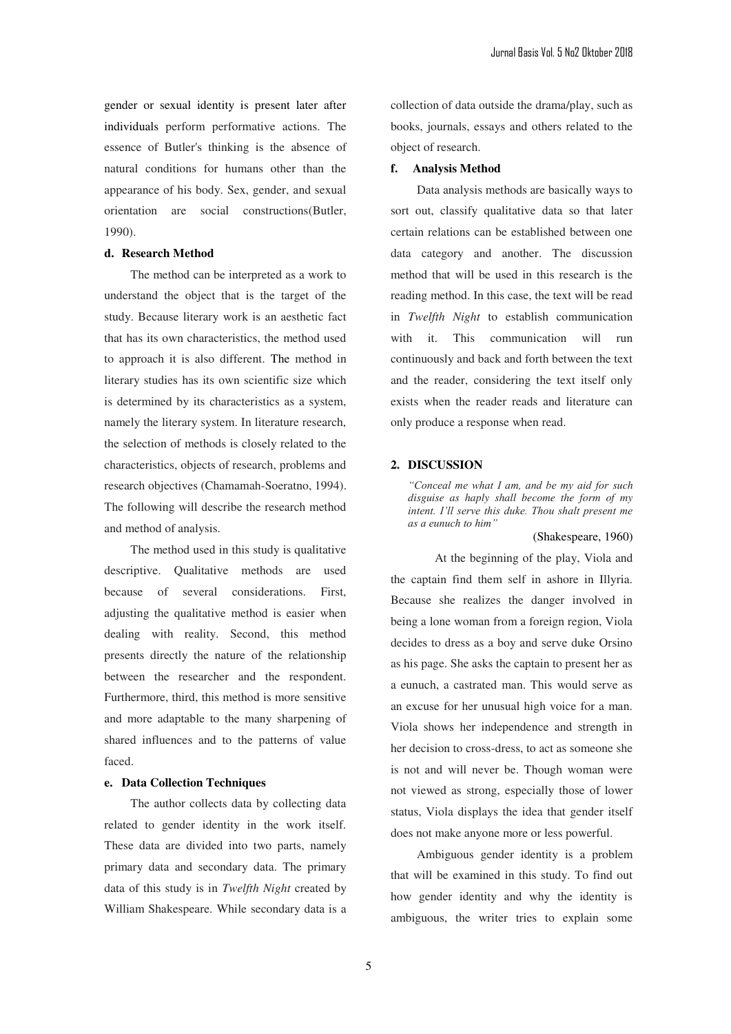gender or sexual identity is present later after individuals perform performative actions. The essence of Butler's thinking is the absence of natural conditions for humans other than the appearance of his body. Sex, gender, and sexual orientation are social constructions(Butler, 1990).

### d. Research Method

The method can be interpreted as a work to understand the object that is the target of the study. Because literary work is an aesthetic fact that has its own characteristics, the method used to approach it is also different. The method in literary studies has its own scientific size which is determined by its characteristics as a system, namely the literary system. In literature research, the selection of methods is closely related to the characteristics, objects of research, problems and research objectives (Chamamah-Soeratno, 1994). The following will describe the research method and method of analysis.

The method used in this study is qualitative descriptive. Qualitative methods are used because of several considerations. First, adjusting the qualitative method is easier when dealing with reality. Second, this method presents directly the nature of the relationship between the researcher and the respondent. Furthermore, third, this method is more sensitive and more adaptable to the many sharpening of shared influences and to the patterns of value faced.

### e. Data Collection Techniques

The author collects data by collecting data related to gender identity in the work itself. These data are divided into two parts, namely primary data and secondary data. The primary data of this study is in *Twelfth Night* created by William Shakespeare. While secondary data is a collection of data outside the drama/play, such as books, journals, essays and others related to the object of research.

### f. Analysis Method

Data analysis methods are basically ways to sort out, classify qualitative data so that later certain relations can be established between one data category and another. The discussion method that will be used in this research is the reading method. In this case, the text will be read in *Twelfth Night* to establish communication with it. This communication will run continuously and back and forth between the text and the reader, considering the text itself only exists when the reader reads and literature can only produce a response when read.

## 2. DISCUSSION

> *"Conceal me what I am, and be my aid for such disguise as haply shall become the form of my intent. I'll serve this duke. Thou shalt present me as a eunuch to him"*
>
> (Shakespeare, 1960)

At the beginning of the play, Viola and the captain find them self in ashore in Illyria. Because she realizes the danger involved in being a lone woman from a foreign region, Viola decides to dress as a boy and serve duke Orsino as his page. She asks the captain to present her as a eunuch, a castrated man. This would serve as an excuse for her unusual high voice for a man. Viola shows her independence and strength in her decision to cross-dress, to act as someone she is not and will never be. Though woman were not viewed as strong, especially those of lower status, Viola displays the idea that gender itself does not make anyone more or less powerful.

Ambiguous gender identity is a problem that will be examined in this study. To find out how gender identity and why the identity is ambiguous, the writer tries to explain some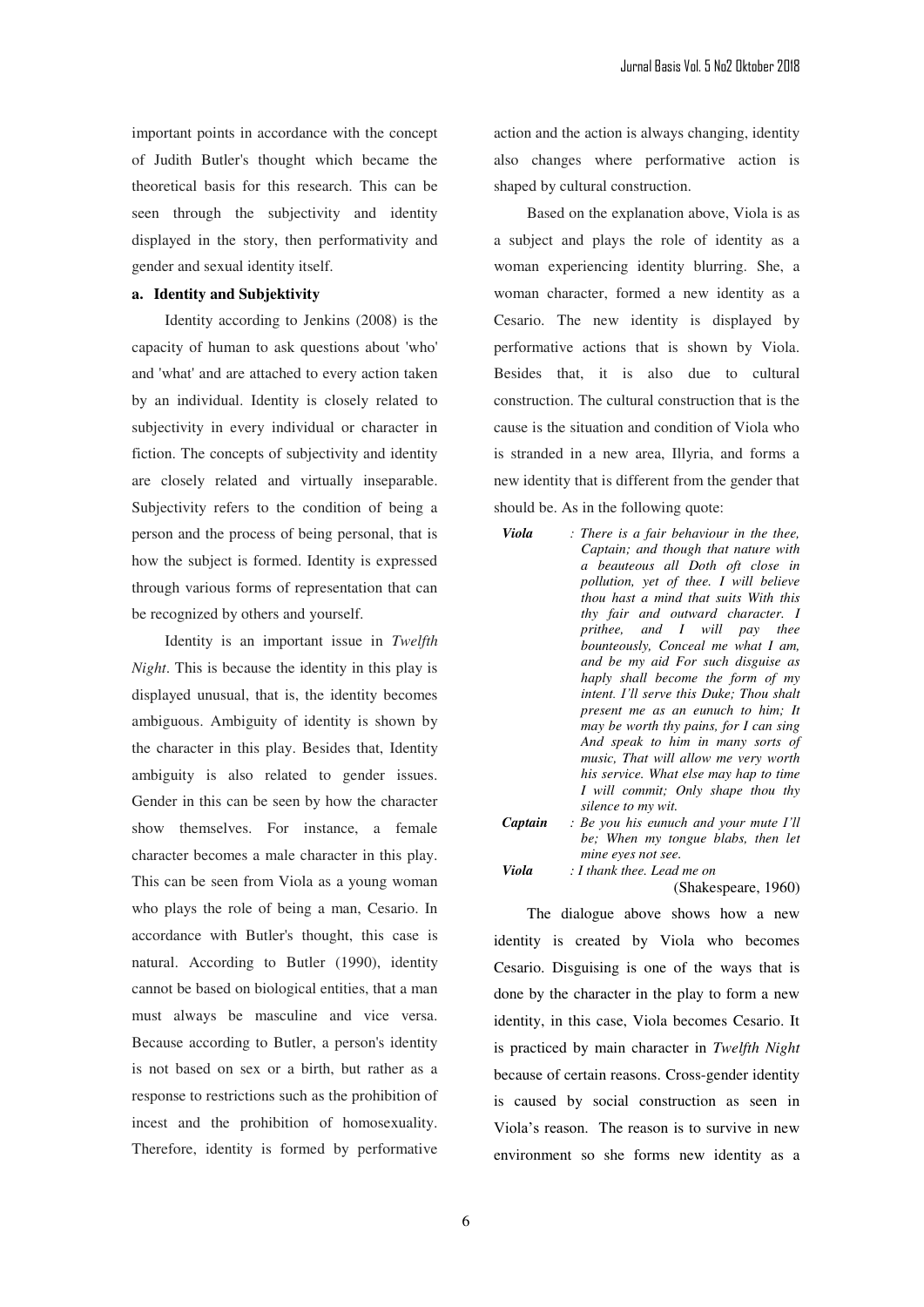important points in accordance with the concept of Judith Butler's thought which became the theoretical basis for this research. This can be seen through the subjectivity and identity displayed in the story, then performativity and gender and sexual identity itself.

**a. Identity and Subjektivity**

Identity according to Jenkins (2008) is the capacity of human to ask questions about 'who' and 'what' and are attached to every action taken by an individual. Identity is closely related to subjectivity in every individual or character in fiction. The concepts of subjectivity and identity are closely related and virtually inseparable. Subjectivity refers to the condition of being a person and the process of being personal, that is how the subject is formed. Identity is expressed through various forms of representation that can be recognized by others and yourself.

Identity is an important issue in *Twelfth Night*. This is because the identity in this play is displayed unusual, that is, the identity becomes ambiguous. Ambiguity of identity is shown by the character in this play. Besides that, Identity ambiguity is also related to gender issues. Gender in this can be seen by how the character show themselves. For instance, a female character becomes a male character in this play. This can be seen from Viola as a young woman who plays the role of being a man, Cesario. In accordance with Butler's thought, this case is natural. According to Butler (1990), identity cannot be based on biological entities, that a man must always be masculine and vice versa. Because according to Butler, a person's identity is not based on sex or a birth, but rather as a response to restrictions such as the prohibition of incest and the prohibition of homosexuality. Therefore, identity is formed by performative action and the action is always changing, identity also changes where performative action is shaped by cultural construction.

Based on the explanation above, Viola is as a subject and plays the role of identity as a woman experiencing identity blurring. She, a woman character, formed a new identity as a Cesario. The new identity is displayed by performative actions that is shown by Viola. Besides that, it is also due to cultural construction. The cultural construction that is the cause is the situation and condition of Viola who is stranded in a new area, Illyria, and forms a new identity that is different from the gender that should be. As in the following quote:

***Viola*** *: There is a fair behaviour in the thee, Captain; and though that nature with a beauteous all Doth oft close in pollution, yet of thee. I will believe thou hast a mind that suits With this thy fair and outward character. I prithee, and I will pay thee bounteously, Conceal me what I am, and be my aid For such disguise as haply shall become the form of my intent. I'll serve this Duke; Thou shalt present me as an eunuch to him; It may be worth thy pains, for I can sing And speak to him in many sorts of music, That will allow me very worth his service. What else may hap to time I will commit; Only shape thou thy silence to my wit.*

***Captain*** *: Be you his eunuch and your mute I'll be; When my tongue blabs, then let mine eyes not see.*

***Viola*** *: I thank thee. Lead me on*

(Shakespeare, 1960)

The dialogue above shows how a new identity is created by Viola who becomes Cesario. Disguising is one of the ways that is done by the character in the play to form a new identity, in this case, Viola becomes Cesario. It is practiced by main character in *Twelfth Night* because of certain reasons. Cross-gender identity is caused by social construction as seen in Viola's reason. The reason is to survive in new environment so she forms new identity as a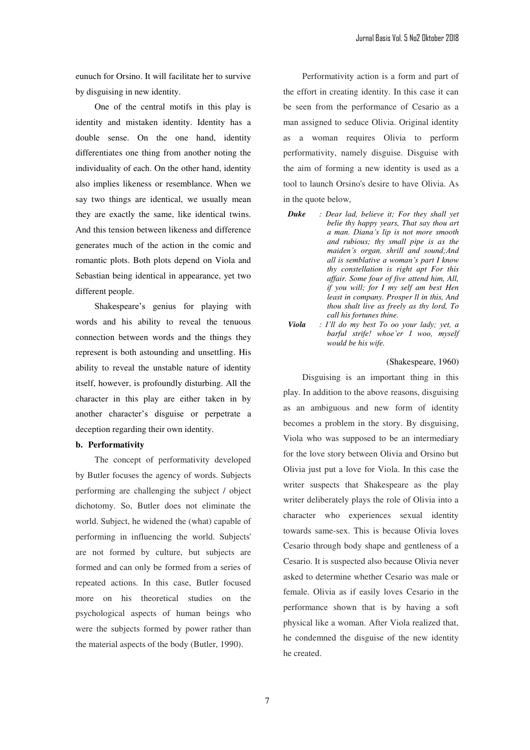eunuch for Orsino. It will facilitate her to survive by disguising in new identity.

One of the central motifs in this play is identity and mistaken identity. Identity has a double sense. On the one hand, identity differentiates one thing from another noting the individuality of each. On the other hand, identity also implies likeness or resemblance. When we say two things are identical, we usually mean they are exactly the same, like identical twins. And this tension between likeness and difference generates much of the action in the comic and romantic plots. Both plots depend on Viola and Sebastian being identical in appearance, yet two different people.

Shakespeare's genius for playing with words and his ability to reveal the tenuous connection between words and the things they represent is both astounding and unsettling. His ability to reveal the unstable nature of identity itself, however, is profoundly disturbing. All the character in this play are either taken in by another character's disguise or perpetrate a deception regarding their own identity.

**b. Performativity**

The concept of performativity developed by Butler focuses the agency of words. Subjects performing are challenging the subject / object dichotomy. So, Butler does not eliminate the world. Subject, he widened the (what) capable of performing in influencing the world. Subjects' are not formed by culture, but subjects are formed and can only be formed from a series of repeated actions. In this case, Butler focused more on his theoretical studies on the psychological aspects of human beings who were the subjects formed by power rather than the material aspects of the body (Butler, 1990).

Performativity action is a form and part of the effort in creating identity. In this case it can be seen from the performance of Cesario as a man assigned to seduce Olivia. Original identity as a woman requires Olivia to perform performativity, namely disguise. Disguise with the aim of forming a new identity is used as a tool to launch Orsino's desire to have Olivia. As in the quote below,

***Duke*** : *Dear lad, believe it; For they shall yet belie thy happy years, That say thou art a man. Diana's lip is not more smooth and rubious; thy small pipe is as the maiden's organ, shrill and sound;And all is semblative a woman's part I know thy constellation is right apt For this affair. Some four of five attend him, All, if you will; for I my self am best Hen least in company. Prosper ll in this, And thou shalt live as freely as thy lord, To call his fortunes thine.*

***Viola*** : *I'll do my best To oo your lady; yet, a barful strife! whoe'er I woo, myself would be his wife.*

(Shakespeare, 1960)

Disguising is an important thing in this play. In addition to the above reasons, disguising as an ambiguous and new form of identity becomes a problem in the story. By disguising, Viola who was supposed to be an intermediary for the love story between Olivia and Orsino but Olivia just put a love for Viola. In this case the writer suspects that Shakespeare as the play writer deliberately plays the role of Olivia into a character who experiences sexual identity towards same-sex. This is because Olivia loves Cesario through body shape and gentleness of a Cesario. It is suspected also because Olivia never asked to determine whether Cesario was male or female. Olivia as if easily loves Cesario in the performance shown that is by having a soft physical like a woman. After Viola realized that, he condemned the disguise of the new identity he created.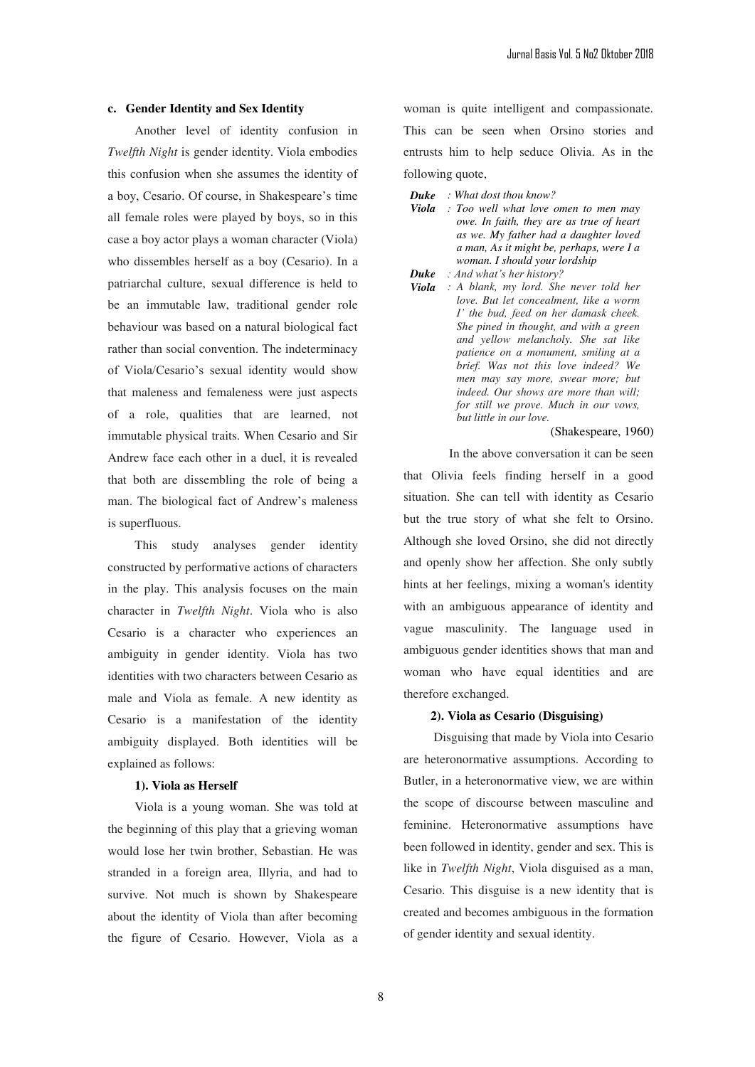### c. Gender Identity and Sex Identity

Another level of identity confusion in *Twelfth Night* is gender identity. Viola embodies this confusion when she assumes the identity of a boy, Cesario. Of course, in Shakespeare's time all female roles were played by boys, so in this case a boy actor plays a woman character (Viola) who dissembles herself as a boy (Cesario). In a patriarchal culture, sexual difference is held to be an immutable law, traditional gender role behaviour was based on a natural biological fact rather than social convention. The indeterminacy of Viola/Cesario's sexual identity would show that maleness and femaleness were just aspects of a role, qualities that are learned, not immutable physical traits. When Cesario and Sir Andrew face each other in a duel, it is revealed that both are dissembling the role of being a man. The biological fact of Andrew's maleness is superfluous.

This study analyses gender identity constructed by performative actions of characters in the play. This analysis focuses on the main character in *Twelfth Night*. Viola who is also Cesario is a character who experiences an ambiguity in gender identity. Viola has two identities with two characters between Cesario as male and Viola as female. A new identity as Cesario is a manifestation of the identity ambiguity displayed. Both identities will be explained as follows:

#### 1). Viola as Herself

Viola is a young woman. She was told at the beginning of this play that a grieving woman would lose her twin brother, Sebastian. He was stranded in a foreign area, Illyria, and had to survive. Not much is shown by Shakespeare about the identity of Viola than after becoming the figure of Cesario. However, Viola as a woman is quite intelligent and compassionate. This can be seen when Orsino stories and entrusts him to help seduce Olivia. As in the following quote,

> ***Duke*** *: What dost thou know?*
> ***Viola*** *: Too well what love omen to men may owe. In faith, they are as true of heart as we. My father had a daughter loved a man, As it might be, perhaps, were I a woman. I should your lordship*
> ***Duke*** *: And what's her history?*
> ***Viola*** *: A blank, my lord. She never told her love. But let concealment, like a worm I' the bud, feed on her damask cheek. She pined in thought, and with a green and yellow melancholy. She sat like patience on a monument, smiling at a brief. Was not this love indeed? We men may say more, swear more; but indeed. Our shows are more than will; for still we prove. Much in our vows, but little in our love.*
>
> (Shakespeare, 1960)

In the above conversation it can be seen that Olivia feels finding herself in a good situation. She can tell with identity as Cesario but the true story of what she felt to Orsino. Although she loved Orsino, she did not directly and openly show her affection. She only subtly hints at her feelings, mixing a woman's identity with an ambiguous appearance of identity and vague masculinity. The language used in ambiguous gender identities shows that man and woman who have equal identities and are therefore exchanged.

#### 2). Viola as Cesario (Disguising)

Disguising that made by Viola into Cesario are heteronormative assumptions. According to Butler, in a heteronormative view, we are within the scope of discourse between masculine and feminine. Heteronormative assumptions have been followed in identity, gender and sex. This is like in *Twelfth Night*, Viola disguised as a man, Cesario. This disguise is a new identity that is created and becomes ambiguous in the formation of gender identity and sexual identity.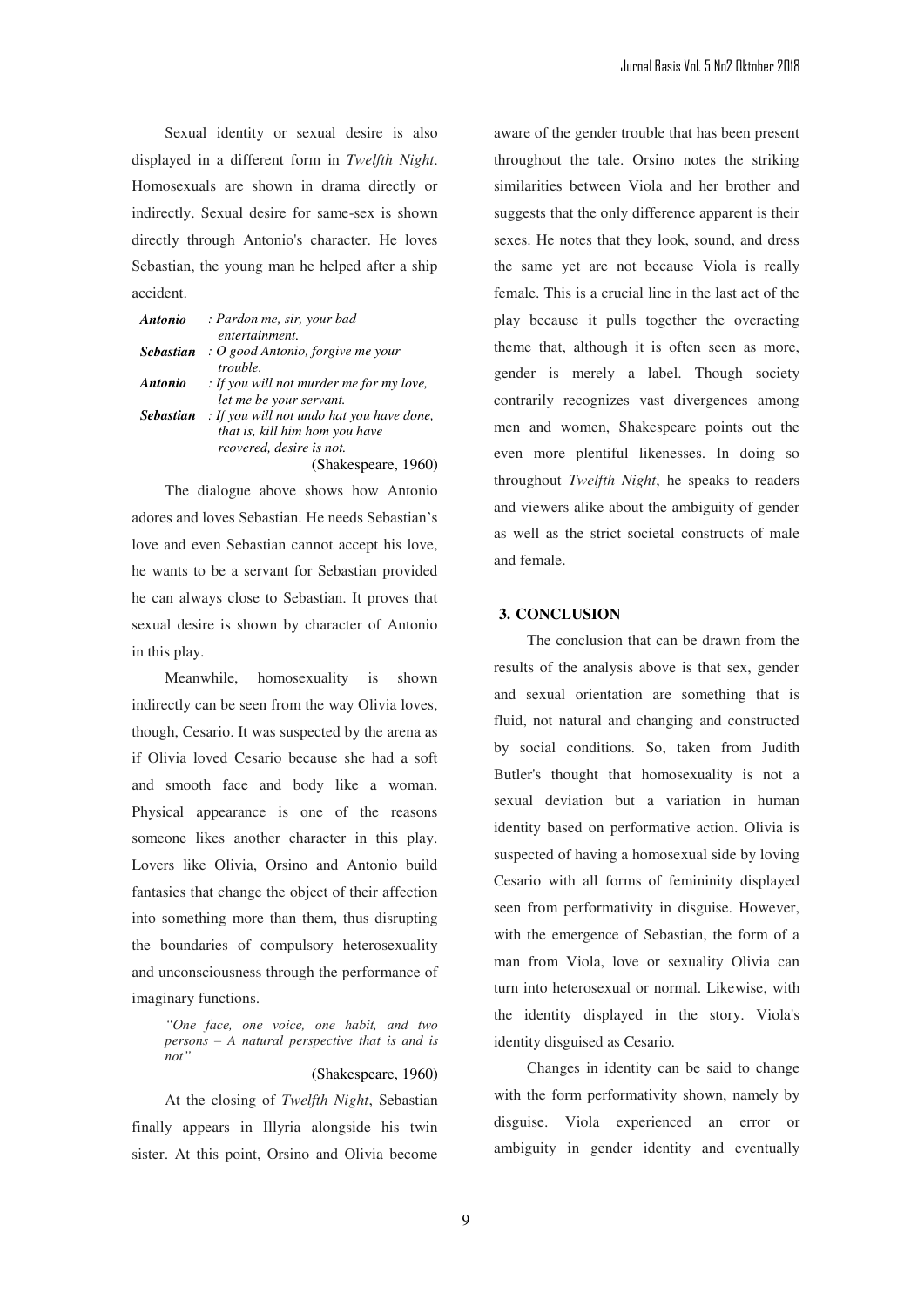Sexual identity or sexual desire is also displayed in a different form in *Twelfth Night*. Homosexuals are shown in drama directly or indirectly. Sexual desire for same-sex is shown directly through Antonio's character. He loves Sebastian, the young man he helped after a ship accident.

***Antonio*** *: Pardon me, sir, your bad entertainment.*
***Sebastian*** *: O good Antonio, forgive me your trouble.*
***Antonio*** *: If you will not murder me for my love, let me be your servant.*
***Sebastian*** *: If you will not undo hat you have done, that is, kill him hom you have rcovered, desire is not.*

(Shakespeare, 1960)

The dialogue above shows how Antonio adores and loves Sebastian. He needs Sebastian's love and even Sebastian cannot accept his love, he wants to be a servant for Sebastian provided he can always close to Sebastian. It proves that sexual desire is shown by character of Antonio in this play.

Meanwhile, homosexuality is shown indirectly can be seen from the way Olivia loves, though, Cesario. It was suspected by the arena as if Olivia loved Cesario because she had a soft and smooth face and body like a woman. Physical appearance is one of the reasons someone likes another character in this play. Lovers like Olivia, Orsino and Antonio build fantasies that change the object of their affection into something more than them, thus disrupting the boundaries of compulsory heterosexuality and unconsciousness through the performance of imaginary functions.

*"One face, one voice, one habit, and two persons – A natural perspective that is and is not"*

(Shakespeare, 1960)

At the closing of *Twelfth Night*, Sebastian finally appears in Illyria alongside his twin sister. At this point, Orsino and Olivia become aware of the gender trouble that has been present throughout the tale. Orsino notes the striking similarities between Viola and her brother and suggests that the only difference apparent is their sexes. He notes that they look, sound, and dress the same yet are not because Viola is really female. This is a crucial line in the last act of the play because it pulls together the overacting theme that, although it is often seen as more, gender is merely a label. Though society contrarily recognizes vast divergences among men and women, Shakespeare points out the even more plentiful likenesses. In doing so throughout *Twelfth Night*, he speaks to readers and viewers alike about the ambiguity of gender as well as the strict societal constructs of male and female.

## 3. CONCLUSION

The conclusion that can be drawn from the results of the analysis above is that sex, gender and sexual orientation are something that is fluid, not natural and changing and constructed by social conditions. So, taken from Judith Butler's thought that homosexuality is not a sexual deviation but a variation in human identity based on performative action. Olivia is suspected of having a homosexual side by loving Cesario with all forms of femininity displayed seen from performativity in disguise. However, with the emergence of Sebastian, the form of a man from Viola, love or sexuality Olivia can turn into heterosexual or normal. Likewise, with the identity displayed in the story. Viola's identity disguised as Cesario.

Changes in identity can be said to change with the form performativity shown, namely by disguise. Viola experienced an error or ambiguity in gender identity and eventually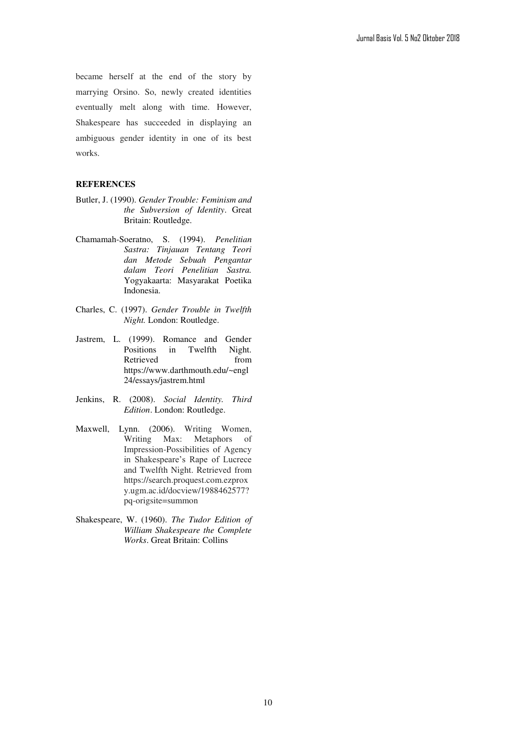became herself at the end of the story by marrying Orsino. So, newly created identities eventually melt along with time. However, Shakespeare has succeeded in displaying an ambiguous gender identity in one of its best works.

## REFERENCES

Butler, J. (1990). *Gender Trouble: Feminism and the Subversion of Identity*. Great Britain: Routledge.

Chamamah-Soeratno, S. (1994). *Penelitian Sastra: Tinjauan Tentang Teori dan Metode Sebuah Pengantar dalam Teori Penelitian Sastra.* Yogyakaarta: Masyarakat Poetika Indonesia.

Charles, C. (1997). *Gender Trouble in Twelfth Night.* London: Routledge.

Jastrem, L. (1999). Romance and Gender Positions in Twelfth Night. Retrieved from https://www.darthmouth.edu/~engl24/essays/jastrem.html

Jenkins, R. (2008). *Social Identity. Third Edition*. London: Routledge.

Maxwell, Lynn. (2006). Writing Women, Writing Max: Metaphors of Impression-Possibilities of Agency in Shakespeare's Rape of Lucrece and Twelfth Night. Retrieved from https://search.proquest.com.ezproxy.ugm.ac.id/docview/1988462577?pq-origsite=summon

Shakespeare, W. (1960). *The Tudor Edition of William Shakespeare the Complete Works*. Great Britain: Collins